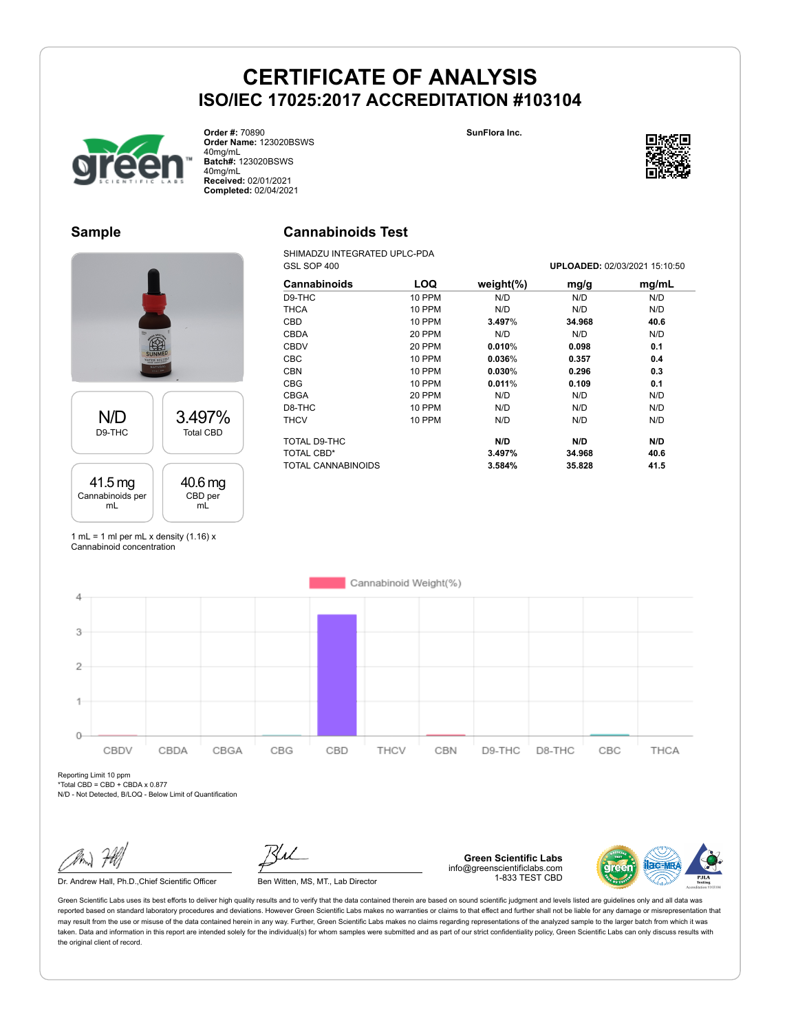# CERTIFICATE OF ANALYSIS

## ISO/IEC 17025:2017 ACCREDITATION #103104

**Order #:** 70890
**Order Name:** 123020BSWS 40mg/mL
**Batch#:** 123020BSWS 40mg/mL
**Received:** 02/01/2021
**Completed:** 02/04/2021

**SunFlora Inc.**

## Sample

| N/D | 3.497% |
|---|---|
| D9-THC | Total CBD |

| 41.5 mg | 40.6 mg |
|---|---|
| Cannabinoids per mL | CBD per mL |

1 mL = 1 ml per mL x density (1.16) x Cannabinoid concentration

## Cannabinoids Test

SHIMADZU INTEGRATED UPLC-PDA
GSL SOP 400

**UPLOADED:** 02/03/2021 15:10:50

| Cannabinoids | LOQ | weight(%) | mg/g | mg/mL |
|---|---|---|---|---|
| D9-THC | 10 PPM | N/D | N/D | N/D |
| THCA | 10 PPM | N/D | N/D | N/D |
| CBD | 10 PPM | **3.497%** | **34.968** | **40.6** |
| CBDA | 20 PPM | N/D | N/D | N/D |
| CBDV | 20 PPM | **0.010%** | **0.098** | **0.1** |
| CBC | 10 PPM | **0.036%** | **0.357** | **0.4** |
| CBN | 10 PPM | **0.030%** | **0.296** | **0.3** |
| CBG | 10 PPM | **0.011%** | **0.109** | **0.1** |
| CBGA | 20 PPM | N/D | N/D | N/D |
| D8-THC | 10 PPM | N/D | N/D | N/D |
| THCV | 10 PPM | N/D | N/D | N/D |
| TOTAL D9-THC | | **N/D** | **N/D** | **N/D** |
| TOTAL CBD* | | **3.497%** | **34.968** | **40.6** |
| TOTAL CANNABINOIDS | | **3.584%** | **35.828** | **41.5** |

Cannabinoid Weight(%)

Reporting Limit 10 ppm
*Total CBD = CBD + CBDA x 0.877
N/D - Not Detected, B/LOQ - Below Limit of Quantification

Dr. Andrew Hall, Ph.D.,Chief Scientific Officer

Ben Witten, MS, MT., Lab Director

**Green Scientific Labs**
info@greenscientificlabs.com
1-833 TEST CBD

Green Scientific Labs uses its best efforts to deliver high quality results and to verify that the data contained therein are based on sound scientific judgment and levels listed are guidelines only and all data was reported based on standard laboratory procedures and deviations. However Green Scientific Labs makes no warranties or claims to that effect and further shall not be liable for any damage or misrepresentation that may result from the use or misuse of the data contained herein in any way. Further, Green Scientific Labs makes no claims regarding representations of the analyzed sample to the larger batch from which it was taken. Data and information in this report are intended solely for the individual(s) for whom samples were submitted and as part of our strict confidentiality policy, Green Scientific Labs can only discuss results with the original client of record.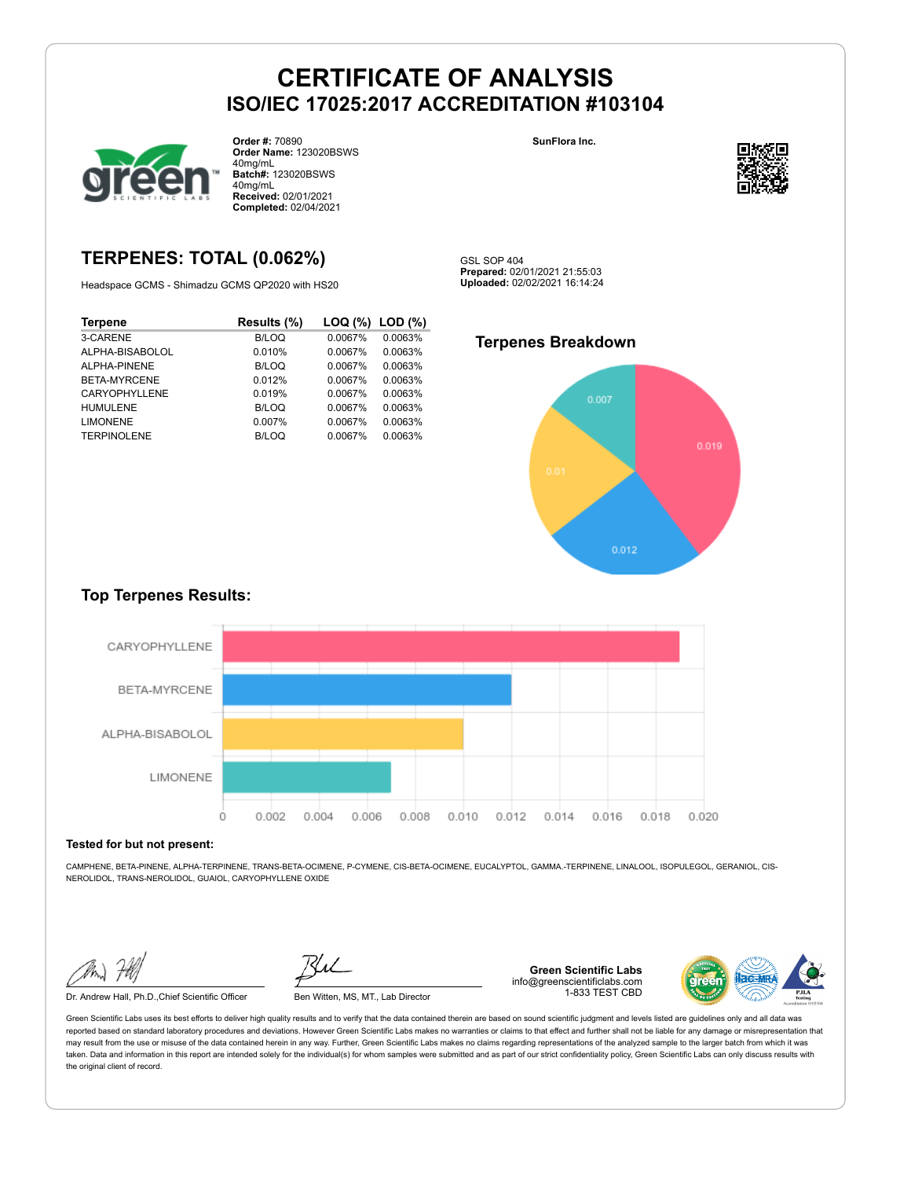# CERTIFICATE OF ANALYSIS

## ISO/IEC 17025:2017 ACCREDITATION #103104

**Order #:** 70890
**Order Name:** 123020BSWS 40mg/mL
**Batch#:** 123020BSWS 40mg/mL
**Received:** 02/01/2021
**Completed:** 02/04/2021

**SunFlora Inc.**

## TERPENES: TOTAL (0.062%)

Headspace GCMS - Shimadzu GCMS QP2020 with HS20

GSL SOP 404
**Prepared:** 02/01/2021 21:55:03
**Uploaded:** 02/02/2021 16:14:24

| Terpene | Results (%) | LOQ (%) | LOD (%) |
|---|---|---|---|
| 3-CARENE | B/LOQ | 0.0067% | 0.0063% |
| ALPHA-BISABOLOL | 0.010% | 0.0067% | 0.0063% |
| ALPHA-PINENE | B/LOQ | 0.0067% | 0.0063% |
| BETA-MYRCENE | 0.012% | 0.0067% | 0.0063% |
| CARYOPHYLLENE | 0.019% | 0.0067% | 0.0063% |
| HUMULENE | B/LOQ | 0.0067% | 0.0063% |
| LIMONENE | 0.007% | 0.0067% | 0.0063% |
| TERPINOLENE | B/LOQ | 0.0067% | 0.0063% |

### Terpenes Breakdown

### Top Terpenes Results:

**Tested for but not present:**

CAMPHENE, BETA-PINENE, ALPHA-TERPINENE, TRANS-BETA-OCIMENE, P-CYMENE, CIS-BETA-OCIMENE, EUCALYPTOL, GAMMA.-TERPINENE, LINALOOL, ISOPULEGOL, GERANIOL, CIS-NEROLIDOL, TRANS-NEROLIDOL, GUAIOL, CARYOPHYLLENE OXIDE

Dr. Andrew Hall, Ph.D.,Chief Scientific Officer

Ben Witten, MS, MT., Lab Director

**Green Scientific Labs**
info@greenscientificlabs.com
1-833 TEST CBD

Green Scientific Labs uses its best efforts to deliver high quality results and to verify that the data contained therein are based on sound scientific judgment and levels listed are guidelines only and all data was reported based on standard laboratory procedures and deviations. However Green Scientific Labs makes no warranties or claims to that effect and further shall not be liable for any damage or misrepresentation that may result from the use or misuse of the data contained herein in any way. Further, Green Scientific Labs makes no claims regarding representations of the analyzed sample to the larger batch from which it was taken. Data and information in this report are intended solely for the individual(s) for whom samples were submitted and as part of our strict confidentiality policy, Green Scientific Labs can only discuss results with the original client of record.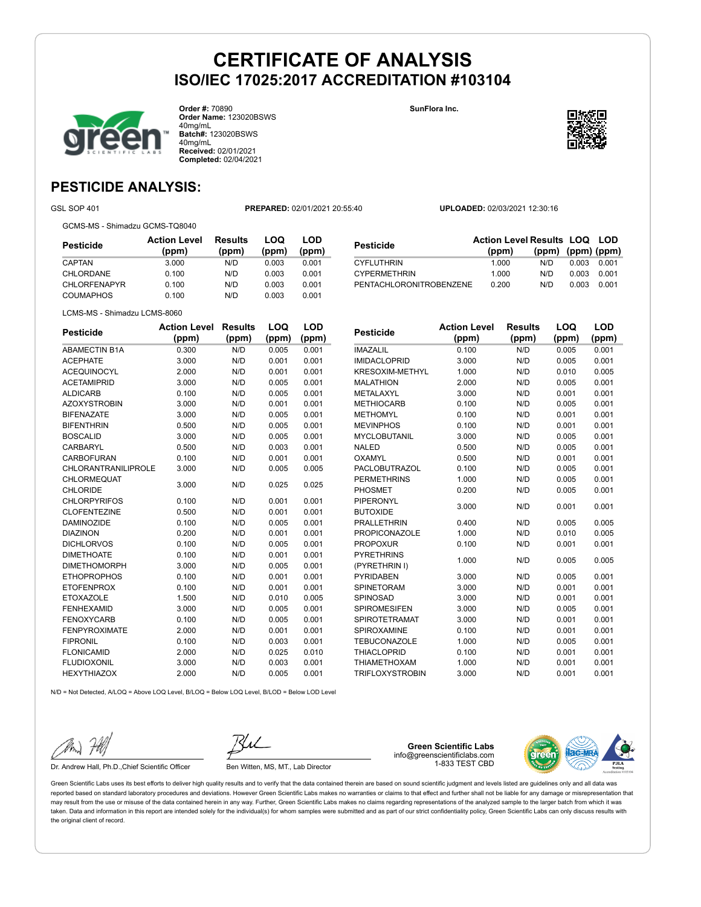# CERTIFICATE OF ANALYSIS

## ISO/IEC 17025:2017 ACCREDITATION #103104

**Order #:** 70890
**Order Name:** 123020BSWS 40mg/mL
**Batch#:** 123020BSWS 40mg/mL
**Received:** 02/01/2021
**Completed:** 02/04/2021

**SunFlora Inc.**

## PESTICIDE ANALYSIS:

GSL SOP 401 **PREPARED:** 02/01/2021 20:55:40 **UPLOADED:** 02/03/2021 12:30:16

GCMS-MS - Shimadzu GCMS-TQ8040

| Pesticide | Action Level (ppm) | Results (ppm) | LOQ (ppm) | LOD (ppm) |
|---|---|---|---|---|
| CAPTAN | 3.000 | N/D | 0.003 | 0.001 |
| CHLORDANE | 0.100 | N/D | 0.003 | 0.001 |
| CHLORFENAPYR | 0.100 | N/D | 0.003 | 0.001 |
| COUMAPHOS | 0.100 | N/D | 0.003 | 0.001 |
| CYFLUTHRIN | 1.000 | N/D | 0.003 | 0.001 |
| CYPERMETHRIN | 1.000 | N/D | 0.003 | 0.001 |
| PENTACHLORONITROBENZENE | 0.200 | N/D | 0.003 | 0.001 |

LCMS-MS - Shimadzu LCMS-8060

| Pesticide | Action Level (ppm) | Results (ppm) | LOQ (ppm) | LOD (ppm) |
|---|---|---|---|---|
| ABAMECTIN B1A | 0.300 | N/D | 0.005 | 0.001 |
| ACEPHATE | 3.000 | N/D | 0.001 | 0.001 |
| ACEQUINOCYL | 2.000 | N/D | 0.001 | 0.001 |
| ACETAMIPRID | 3.000 | N/D | 0.005 | 0.001 |
| ALDICARB | 0.100 | N/D | 0.005 | 0.001 |
| AZOXYSTROBIN | 3.000 | N/D | 0.001 | 0.001 |
| BIFENAZATE | 3.000 | N/D | 0.005 | 0.001 |
| BIFENTHRIN | 0.500 | N/D | 0.005 | 0.001 |
| BOSCALID | 3.000 | N/D | 0.005 | 0.001 |
| CARBARYL | 0.500 | N/D | 0.003 | 0.001 |
| CARBOFURAN | 0.100 | N/D | 0.001 | 0.001 |
| CHLORANTRANILIPROLE | 3.000 | N/D | 0.005 | 0.005 |
| CHLORMEQUAT CHLORIDE | 3.000 | N/D | 0.025 | 0.025 |
| CHLORPYRIFOS | 0.100 | N/D | 0.001 | 0.001 |
| CLOFENTEZINE | 0.500 | N/D | 0.001 | 0.001 |
| DAMINOZIDE | 0.100 | N/D | 0.005 | 0.001 |
| DIAZINON | 0.200 | N/D | 0.001 | 0.001 |
| DICHLORVOS | 0.100 | N/D | 0.005 | 0.001 |
| DIMETHOATE | 0.100 | N/D | 0.001 | 0.001 |
| DIMETHOMORPH | 3.000 | N/D | 0.005 | 0.001 |
| ETHOPROPHOS | 0.100 | N/D | 0.001 | 0.001 |
| ETOFENPROX | 0.100 | N/D | 0.001 | 0.001 |
| ETOXAZOLE | 1.500 | N/D | 0.010 | 0.005 |
| FENHEXAMID | 3.000 | N/D | 0.005 | 0.001 |
| FENOXYCARB | 0.100 | N/D | 0.005 | 0.001 |
| FENPYROXIMATE | 2.000 | N/D | 0.001 | 0.001 |
| FIPRONIL | 0.100 | N/D | 0.003 | 0.001 |
| FLONICAMID | 2.000 | N/D | 0.025 | 0.010 |
| FLUDIOXONIL | 3.000 | N/D | 0.003 | 0.001 |
| HEXYTHIAZOX | 2.000 | N/D | 0.005 | 0.001 |
| IMAZALIL | 0.100 | N/D | 0.005 | 0.001 |
| IMIDACLOPRID | 3.000 | N/D | 0.005 | 0.001 |
| KRESOXIM-METHYL | 1.000 | N/D | 0.010 | 0.005 |
| MALATHION | 2.000 | N/D | 0.005 | 0.001 |
| METALAXYL | 3.000 | N/D | 0.001 | 0.001 |
| METHIOCARB | 0.100 | N/D | 0.005 | 0.001 |
| METHOMYL | 0.100 | N/D | 0.001 | 0.001 |
| MEVINPHOS | 0.100 | N/D | 0.001 | 0.001 |
| MYCLOBUTANIL | 3.000 | N/D | 0.005 | 0.001 |
| NALED | 0.500 | N/D | 0.005 | 0.001 |
| OXAMYL | 0.500 | N/D | 0.001 | 0.001 |
| PACLOBUTRAZOL | 0.100 | N/D | 0.005 | 0.001 |
| PERMETHRINS | 1.000 | N/D | 0.005 | 0.001 |
| PHOSMET | 0.200 | N/D | 0.005 | 0.001 |
| PIPERONYL BUTOXIDE | 3.000 | N/D | 0.001 | 0.001 |
| PRALLETHRIN | 0.400 | N/D | 0.005 | 0.005 |
| PROPICONAZOLE | 1.000 | N/D | 0.010 | 0.005 |
| PROPOXUR | 0.100 | N/D | 0.001 | 0.001 |
| PYRETHRINS (PYRETHRIN I) | 1.000 | N/D | 0.005 | 0.005 |
| PYRIDABEN | 3.000 | N/D | 0.005 | 0.001 |
| SPINETORAM | 3.000 | N/D | 0.001 | 0.001 |
| SPINOSAD | 3.000 | N/D | 0.001 | 0.001 |
| SPIROMESIFEN | 3.000 | N/D | 0.005 | 0.001 |
| SPIROTETRAMAT | 3.000 | N/D | 0.001 | 0.001 |
| SPIROXAMINE | 0.100 | N/D | 0.001 | 0.001 |
| TEBUCONAZOLE | 1.000 | N/D | 0.005 | 0.001 |
| THIACLOPRID | 0.100 | N/D | 0.001 | 0.001 |
| THIAMETHOXAM | 1.000 | N/D | 0.001 | 0.001 |
| TRIFLOXYSTROBIN | 3.000 | N/D | 0.001 | 0.001 |

N/D = Not Detected, A/LOQ = Above LOQ Level, B/LOQ = Below LOQ Level, B/LOD = Below LOD Level

Dr. Andrew Hall, Ph.D.,Chief Scientific Officer

Ben Witten, MS, MT., Lab Director

**Green Scientific Labs**
info@greenscientificlabs.com
1-833 TEST CBD

Green Scientific Labs uses its best efforts to deliver high quality results and to verify that the data contained therein are based on sound scientific judgment and levels listed are guidelines only and all data was reported based on standard laboratory procedures and deviations. However Green Scientific Labs makes no warranties or claims to that effect and further shall not be liable for any damage or misrepresentation that may result from the use or misuse of the data contained herein in any way. Further, Green Scientific Labs makes no claims regarding representations of the analyzed sample to the larger batch from which it was taken. Data and information in this report are intended solely for the individual(s) for whom samples were submitted and as part of our strict confidentiality policy, Green Scientific Labs can only discuss results with the original client of record.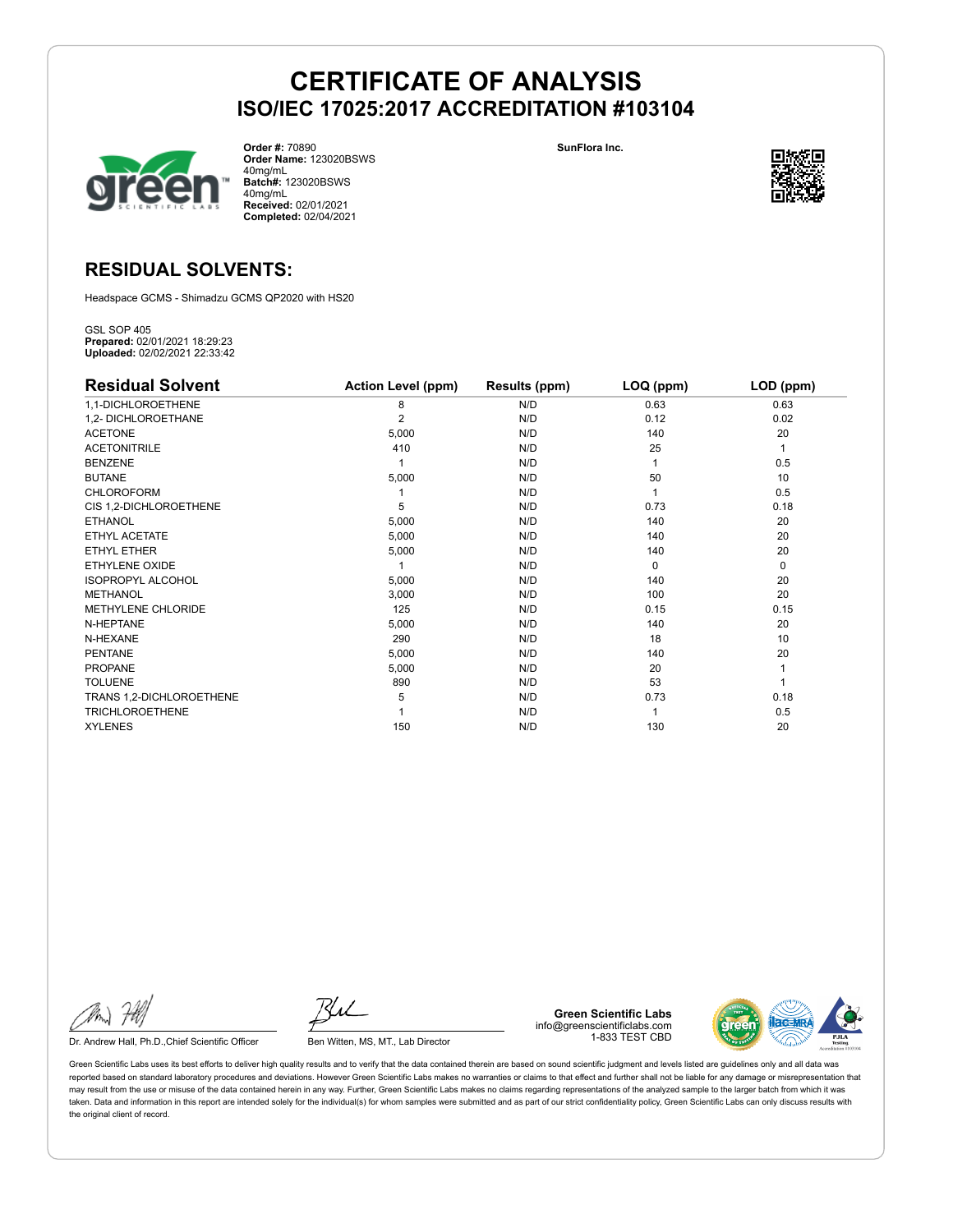# CERTIFICATE OF ANALYSIS

## ISO/IEC 17025:2017 ACCREDITATION #103104

**Order #:** 70890
**Order Name:** 123020BSWS 40mg/mL
**Batch#:** 123020BSWS 40mg/mL
**Received:** 02/01/2021
**Completed:** 02/04/2021

**SunFlora Inc.**

## RESIDUAL SOLVENTS:

Headspace GCMS - Shimadzu GCMS QP2020 with HS20

GSL SOP 405
**Prepared:** 02/01/2021 18:29:23
**Uploaded:** 02/02/2021 22:33:42

| Residual Solvent | Action Level (ppm) | Results (ppm) | LOQ (ppm) | LOD (ppm) |
|---|---|---|---|---|
| 1,1-DICHLOROETHENE | 8 | N/D | 0.63 | 0.63 |
| 1,2- DICHLOROETHANE | 2 | N/D | 0.12 | 0.02 |
| ACETONE | 5,000 | N/D | 140 | 20 |
| ACETONITRILE | 410 | N/D | 25 | 1 |
| BENZENE | 1 | N/D | 1 | 0.5 |
| BUTANE | 5,000 | N/D | 50 | 10 |
| CHLOROFORM | 1 | N/D | 1 | 0.5 |
| CIS 1,2-DICHLOROETHENE | 5 | N/D | 0.73 | 0.18 |
| ETHANOL | 5,000 | N/D | 140 | 20 |
| ETHYL ACETATE | 5,000 | N/D | 140 | 20 |
| ETHYL ETHER | 5,000 | N/D | 140 | 20 |
| ETHYLENE OXIDE | 1 | N/D | 0 | 0 |
| ISOPROPYL ALCOHOL | 5,000 | N/D | 140 | 20 |
| METHANOL | 3,000 | N/D | 100 | 20 |
| METHYLENE CHLORIDE | 125 | N/D | 0.15 | 0.15 |
| N-HEPTANE | 5,000 | N/D | 140 | 20 |
| N-HEXANE | 290 | N/D | 18 | 10 |
| PENTANE | 5,000 | N/D | 140 | 20 |
| PROPANE | 5,000 | N/D | 20 | 1 |
| TOLUENE | 890 | N/D | 53 | 1 |
| TRANS 1,2-DICHLOROETHENE | 5 | N/D | 0.73 | 0.18 |
| TRICHLOROETHENE | 1 | N/D | 1 | 0.5 |
| XYLENES | 150 | N/D | 130 | 20 |

Dr. Andrew Hall, Ph.D.,Chief Scientific Officer

Ben Witten, MS, MT., Lab Director

**Green Scientific Labs**
info@greenscientificlabs.com
1-833 TEST CBD

Green Scientific Labs uses its best efforts to deliver high quality results and to verify that the data contained therein are based on sound scientific judgment and levels listed are guidelines only and all data was reported based on standard laboratory procedures and deviations. However Green Scientific Labs makes no warranties or claims to that effect and further shall not be liable for any damage or misrepresentation that may result from the use or misuse of the data contained herein in any way. Further, Green Scientific Labs makes no claims regarding representations of the analyzed sample to the larger batch from which it was taken. Data and information in this report are intended solely for the individual(s) for whom samples were submitted and as part of our strict confidentiality policy, Green Scientific Labs can only discuss results with the original client of record.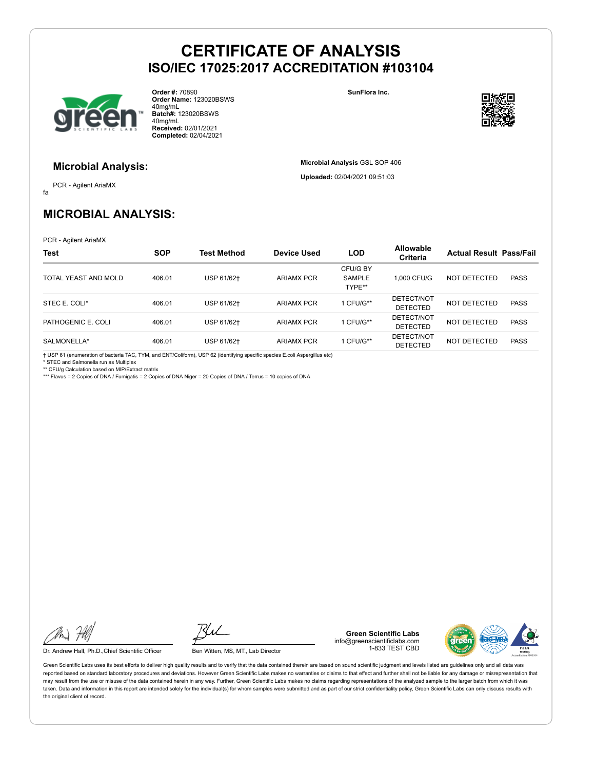# CERTIFICATE OF ANALYSIS
## ISO/IEC 17025:2017 ACCREDITATION #103104

**Order #:** 70890
**Order Name:** 123020BSWS 40mg/mL
**Batch#:** 123020BSWS 40mg/mL
**Received:** 02/01/2021
**Completed:** 02/04/2021

**SunFlora Inc.**

### Microbial Analysis:

PCR - Agilent AriaMX

fa

**Microbial Analysis** GSL SOP 406

**Uploaded:** 02/04/2021 09:51:03

## MICROBIAL ANALYSIS:

PCR - Agilent AriaMX

| Test | SOP | Test Method | Device Used | LOD | Allowable Criteria | Actual Result | Pass/Fail |
|---|---|---|---|---|---|---|---|
| TOTAL YEAST AND MOLD | 406.01 | USP 61/62† | ARIAMX PCR | CFU/G BY SAMPLE TYPE** | 1,000 CFU/G | NOT DETECTED | PASS |
| STEC E. COLI* | 406.01 | USP 61/62† | ARIAMX PCR | 1 CFU/G** | DETECT/NOT DETECTED | NOT DETECTED | PASS |
| PATHOGENIC E. COLI | 406.01 | USP 61/62† | ARIAMX PCR | 1 CFU/G** | DETECT/NOT DETECTED | NOT DETECTED | PASS |
| SALMONELLA* | 406.01 | USP 61/62† | ARIAMX PCR | 1 CFU/G** | DETECT/NOT DETECTED | NOT DETECTED | PASS |

† USP 61 (enumeration of bacteria TAC, TYM, and ENT/Coliform), USP 62 (identifying specific species E.coli Aspergillus etc)
* STEC and Salmonella run as Multiplex
** CFU/g Calculation based on MIP/Extract matrix
*** Flavus = 2 Copies of DNA / Fumigatis = 2 Copies of DNA Niger = 20 Copies of DNA / Terrus = 10 copies of DNA

Dr. Andrew Hall, Ph.D.,Chief Scientific Officer

Ben Witten, MS, MT., Lab Director

**Green Scientific Labs**
info@greenscientificlabs.com
1-833 TEST CBD

Green Scientific Labs uses its best efforts to deliver high quality results and to verify that the data contained therein are based on sound scientific judgment and levels listed are guidelines only and all data was reported based on standard laboratory procedures and deviations. However Green Scientific Labs makes no warranties or claims to that effect and further shall not be liable for any damage or misrepresentation that may result from the use or misuse of the data contained herein in any way. Further, Green Scientific Labs makes no claims regarding representations of the analyzed sample to the larger batch from which it was taken. Data and information in this report are intended solely for the individual(s) for whom samples were submitted and as part of our strict confidentiality policy, Green Scientific Labs can only discuss results with the original client of record.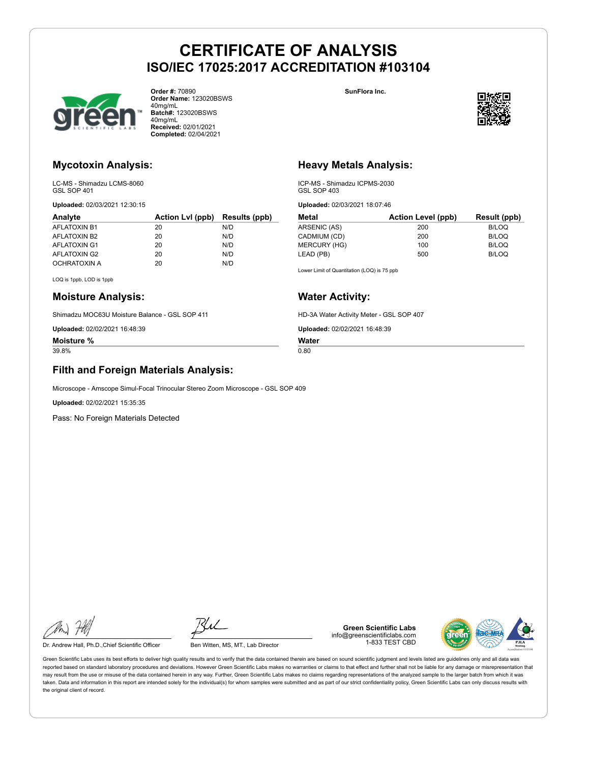# CERTIFICATE OF ANALYSIS
## ISO/IEC 17025:2017 ACCREDITATION #103104

**Order #:** 70890
**Order Name:** 123020BSWS 40mg/mL
**Batch#:** 123020BSWS 40mg/mL
**Received:** 02/01/2021
**Completed:** 02/04/2021

**SunFlora Inc.**

## Mycotoxin Analysis:

LC-MS - Shimadzu LCMS-8060
GSL SOP 401

**Uploaded:** 02/03/2021 12:30:15

| Analyte | Action Lvl (ppb) | Results (ppb) |
|---|---|---|
| AFLATOXIN B1 | 20 | N/D |
| AFLATOXIN B2 | 20 | N/D |
| AFLATOXIN G1 | 20 | N/D |
| AFLATOXIN G2 | 20 | N/D |
| OCHRATOXIN A | 20 | N/D |

LOQ is 1ppb, LOD is 1ppb

## Heavy Metals Analysis:

ICP-MS - Shimadzu ICPMS-2030
GSL SOP 403

**Uploaded:** 02/03/2021 18:07:46

| Metal | Action Level (ppb) | Result (ppb) |
|---|---|---|
| ARSENIC (AS) | 200 | B/LOQ |
| CADMIUM (CD) | 200 | B/LOQ |
| MERCURY (HG) | 100 | B/LOQ |
| LEAD (PB) | 500 | B/LOQ |

Lower Limit of Quantitation (LOQ) is 75 ppb

## Moisture Analysis:

Shimadzu MOC63U Moisture Balance - GSL SOP 411

**Uploaded:** 02/02/2021 16:48:39

| Moisture % |
|---|
| 39.8% |

## Water Activity:

HD-3A Water Activity Meter - GSL SOP 407

**Uploaded:** 02/02/2021 16:48:39

| Water |
|---|
| 0.80 |

## Filth and Foreign Materials Analysis:

Microscope - Amscope Simul-Focal Trinocular Stereo Zoom Microscope - GSL SOP 409

**Uploaded:** 02/02/2021 15:35:35

Pass: No Foreign Materials Detected

Dr. Andrew Hall, Ph.D.,Chief Scientific Officer

Ben Witten, MS, MT., Lab Director

**Green Scientific Labs**
info@greenscientificlabs.com
1-833 TEST CBD

Green Scientific Labs uses its best efforts to deliver high quality results and to verify that the data contained therein are based on sound scientific judgment and levels listed are guidelines only and all data was reported based on standard laboratory procedures and deviations. However Green Scientific Labs makes no warranties or claims to that effect and further shall not be liable for any damage or misrepresentation that may result from the use or misuse of the data contained herein in any way. Further, Green Scientific Labs makes no claims regarding representations of the analyzed sample to the larger batch from which it was taken. Data and information in this report are intended solely for the individual(s) for whom samples were submitted and as part of our strict confidentiality policy, Green Scientific Labs can only discuss results with the original client of record.